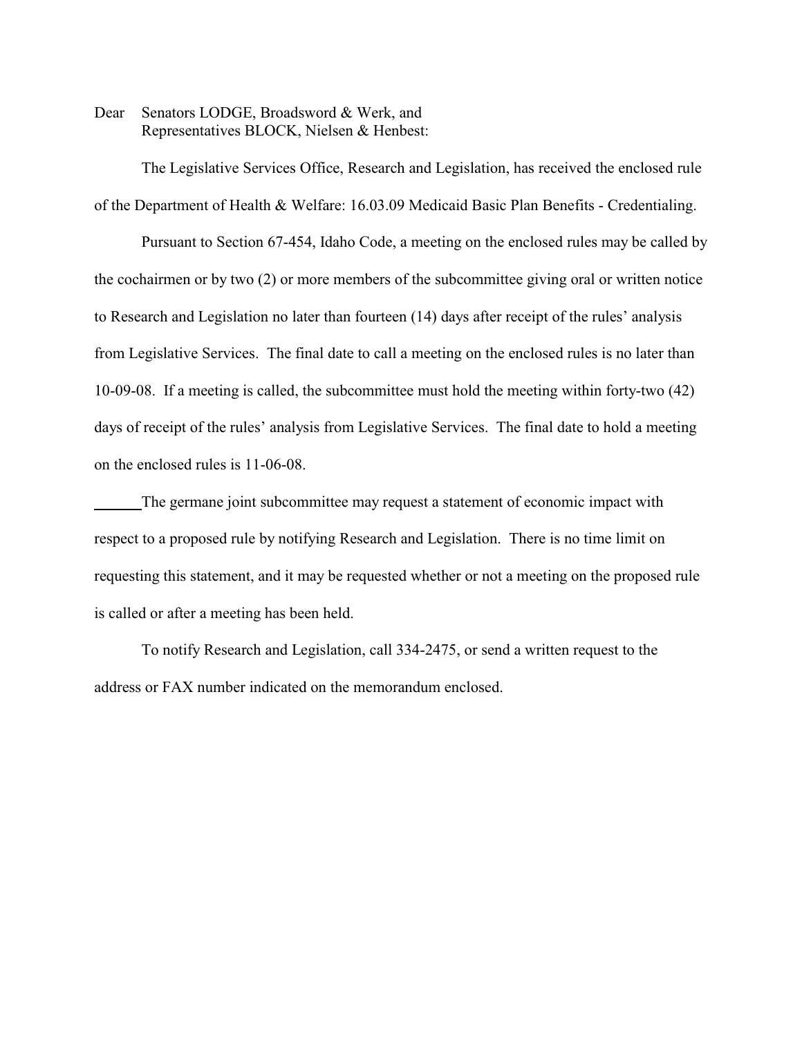Dear Senators LODGE, Broadsword & Werk, and
Representatives BLOCK, Nielsen & Henbest:

The Legislative Services Office, Research and Legislation, has received the enclosed rule of the Department of Health & Welfare: 16.03.09 Medicaid Basic Plan Benefits - Credentialing.

Pursuant to Section 67-454, Idaho Code, a meeting on the enclosed rules may be called by the cochairmen or by two (2) or more members of the subcommittee giving oral or written notice to Research and Legislation no later than fourteen (14) days after receipt of the rules' analysis from Legislative Services. The final date to call a meeting on the enclosed rules is no later than 10-09-08. If a meeting is called, the subcommittee must hold the meeting within forty-two (42) days of receipt of the rules' analysis from Legislative Services. The final date to hold a meeting on the enclosed rules is 11-06-08.

______The germane joint subcommittee may request a statement of economic impact with respect to a proposed rule by notifying Research and Legislation. There is no time limit on requesting this statement, and it may be requested whether or not a meeting on the proposed rule is called or after a meeting has been held.

To notify Research and Legislation, call 334-2475, or send a written request to the address or FAX number indicated on the memorandum enclosed.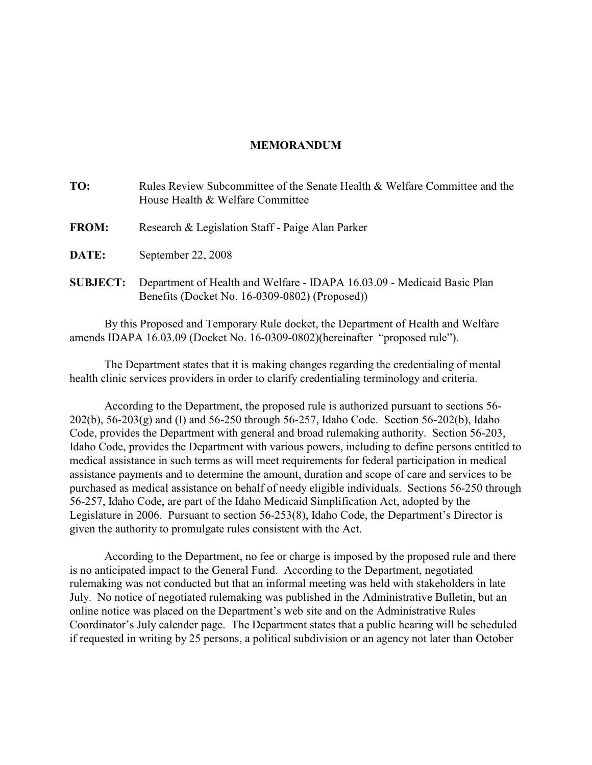**MEMORANDUM**

**TO:** Rules Review Subcommittee of the Senate Health & Welfare Committee and the House Health & Welfare Committee

**FROM:** Research & Legislation Staff - Paige Alan Parker

**DATE:** September 22, 2008

**SUBJECT:** Department of Health and Welfare - IDAPA 16.03.09 - Medicaid Basic Plan Benefits (Docket No. 16-0309-0802) (Proposed))

By this Proposed and Temporary Rule docket, the Department of Health and Welfare amends IDAPA 16.03.09 (Docket No. 16-0309-0802)(hereinafter "proposed rule").

The Department states that it is making changes regarding the credentialing of mental health clinic services providers in order to clarify credentialing terminology and criteria.

According to the Department, the proposed rule is authorized pursuant to sections 56-202(b), 56-203(g) and (I) and 56-250 through 56-257, Idaho Code. Section 56-202(b), Idaho Code, provides the Department with general and broad rulemaking authority. Section 56-203, Idaho Code, provides the Department with various powers, including to define persons entitled to medical assistance in such terms as will meet requirements for federal participation in medical assistance payments and to determine the amount, duration and scope of care and services to be purchased as medical assistance on behalf of needy eligible individuals. Sections 56-250 through 56-257, Idaho Code, are part of the Idaho Medicaid Simplification Act, adopted by the Legislature in 2006. Pursuant to section 56-253(8), Idaho Code, the Department's Director is given the authority to promulgate rules consistent with the Act.

According to the Department, no fee or charge is imposed by the proposed rule and there is no anticipated impact to the General Fund. According to the Department, negotiated rulemaking was not conducted but that an informal meeting was held with stakeholders in late July. No notice of negotiated rulemaking was published in the Administrative Bulletin, but an online notice was placed on the Department's web site and on the Administrative Rules Coordinator's July calender page. The Department states that a public hearing will be scheduled if requested in writing by 25 persons, a political subdivision or an agency not later than October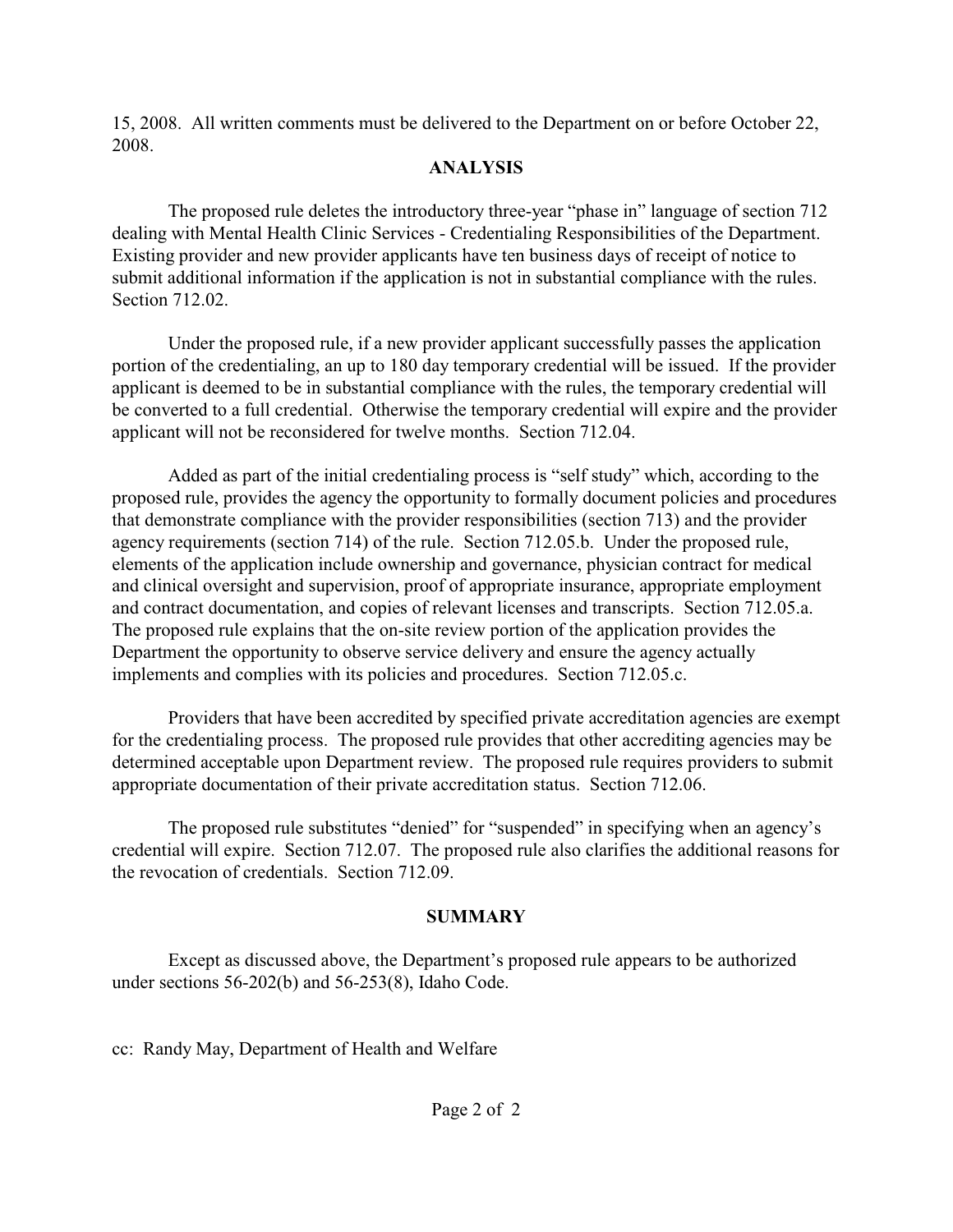15, 2008. All written comments must be delivered to the Department on or before October 22, 2008.

## ANALYSIS

The proposed rule deletes the introductory three-year "phase in" language of section 712 dealing with Mental Health Clinic Services - Credentialing Responsibilities of the Department. Existing provider and new provider applicants have ten business days of receipt of notice to submit additional information if the application is not in substantial compliance with the rules. Section 712.02.

Under the proposed rule, if a new provider applicant successfully passes the application portion of the credentialing, an up to 180 day temporary credential will be issued. If the provider applicant is deemed to be in substantial compliance with the rules, the temporary credential will be converted to a full credential. Otherwise the temporary credential will expire and the provider applicant will not be reconsidered for twelve months. Section 712.04.

Added as part of the initial credentialing process is "self study" which, according to the proposed rule, provides the agency the opportunity to formally document policies and procedures that demonstrate compliance with the provider responsibilities (section 713) and the provider agency requirements (section 714) of the rule. Section 712.05.b. Under the proposed rule, elements of the application include ownership and governance, physician contract for medical and clinical oversight and supervision, proof of appropriate insurance, appropriate employment and contract documentation, and copies of relevant licenses and transcripts. Section 712.05.a. The proposed rule explains that the on-site review portion of the application provides the Department the opportunity to observe service delivery and ensure the agency actually implements and complies with its policies and procedures. Section 712.05.c.

Providers that have been accredited by specified private accreditation agencies are exempt for the credentialing process. The proposed rule provides that other accrediting agencies may be determined acceptable upon Department review. The proposed rule requires providers to submit appropriate documentation of their private accreditation status. Section 712.06.

The proposed rule substitutes "denied" for "suspended" in specifying when an agency's credential will expire. Section 712.07. The proposed rule also clarifies the additional reasons for the revocation of credentials. Section 712.09.

## SUMMARY

Except as discussed above, the Department's proposed rule appears to be authorized under sections 56-202(b) and 56-253(8), Idaho Code.

cc: Randy May, Department of Health and Welfare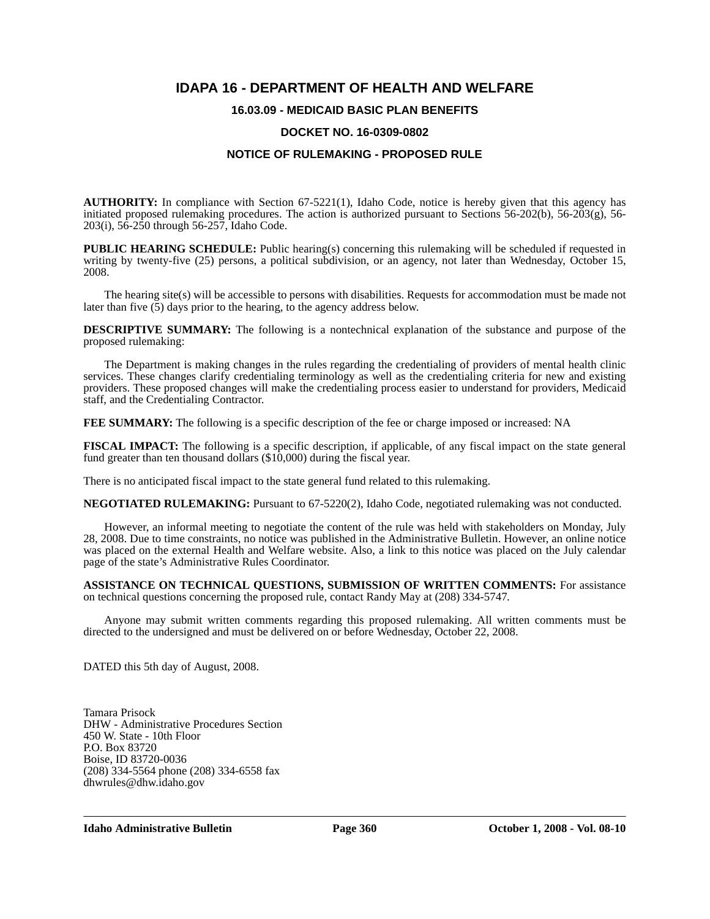# IDAPA 16 - DEPARTMENT OF HEALTH AND WELFARE

## 16.03.09 - MEDICAID BASIC PLAN BENEFITS

## DOCKET NO. 16-0309-0802

## NOTICE OF RULEMAKING - PROPOSED RULE

**AUTHORITY:** In compliance with Section 67-5221(1), Idaho Code, notice is hereby given that this agency has initiated proposed rulemaking procedures. The action is authorized pursuant to Sections 56-202(b), 56-203(g), 56-203(i), 56-250 through 56-257, Idaho Code.

**PUBLIC HEARING SCHEDULE:** Public hearing(s) concerning this rulemaking will be scheduled if requested in writing by twenty-five (25) persons, a political subdivision, or an agency, not later than Wednesday, October 15, 2008.

The hearing site(s) will be accessible to persons with disabilities. Requests for accommodation must be made not later than five (5) days prior to the hearing, to the agency address below.

**DESCRIPTIVE SUMMARY:** The following is a nontechnical explanation of the substance and purpose of the proposed rulemaking:

The Department is making changes in the rules regarding the credentialing of providers of mental health clinic services. These changes clarify credentialing terminology as well as the credentialing criteria for new and existing providers. These proposed changes will make the credentialing process easier to understand for providers, Medicaid staff, and the Credentialing Contractor.

**FEE SUMMARY:** The following is a specific description of the fee or charge imposed or increased: NA

**FISCAL IMPACT:** The following is a specific description, if applicable, of any fiscal impact on the state general fund greater than ten thousand dollars ($10,000) during the fiscal year.

There is no anticipated fiscal impact to the state general fund related to this rulemaking.

**NEGOTIATED RULEMAKING:** Pursuant to 67-5220(2), Idaho Code, negotiated rulemaking was not conducted.

However, an informal meeting to negotiate the content of the rule was held with stakeholders on Monday, July 28, 2008. Due to time constraints, no notice was published in the Administrative Bulletin. However, an online notice was placed on the external Health and Welfare website. Also, a link to this notice was placed on the July calendar page of the state's Administrative Rules Coordinator.

**ASSISTANCE ON TECHNICAL QUESTIONS, SUBMISSION OF WRITTEN COMMENTS:** For assistance on technical questions concerning the proposed rule, contact Randy May at (208) 334-5747.

Anyone may submit written comments regarding this proposed rulemaking. All written comments must be directed to the undersigned and must be delivered on or before Wednesday, October 22, 2008.

DATED this 5th day of August, 2008.

Tamara Prisock
DHW - Administrative Procedures Section
450 W. State - 10th Floor
P.O. Box 83720
Boise, ID 83720-0036
(208) 334-5564 phone (208) 334-6558 fax
dhwrules@dhw.idaho.gov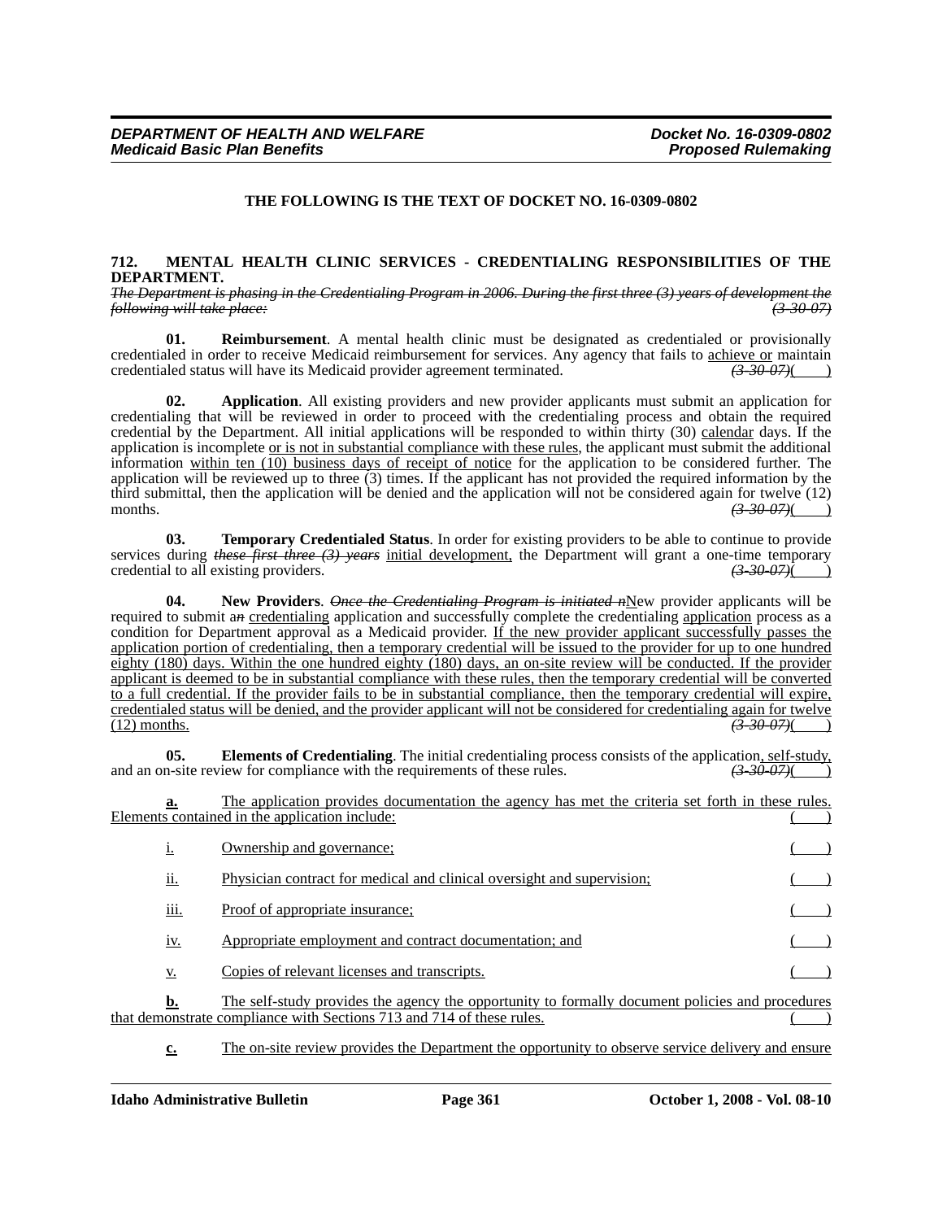**THE FOLLOWING IS THE TEXT OF DOCKET NO. 16-0309-0802**

**712. MENTAL HEALTH CLINIC SERVICES - CREDENTIALING RESPONSIBILITIES OF THE DEPARTMENT.**

~~*The Department is phasing in the Credentialing Program in 2006. During the first three (3) years of development the following will take place:*~~ ~~*(3-30-07)*~~

**01. Reimbursement**. A mental health clinic must be designated as credentialed or provisionally credentialed in order to receive Medicaid reimbursement for services. Any agency that fails to <u>achieve or</u> maintain credentialed status will have its Medicaid provider agreement terminated. ~~*(3-30-07)*~~( )

**02. Application**. All existing providers and new provider applicants must submit an application for credentialing that will be reviewed in order to proceed with the credentialing process and obtain the required credential by the Department. All initial applications will be responded to within thirty (30) <u>calendar</u> days. If the application is incomplete <u>or is not in substantial compliance with these rules</u>, the applicant must submit the additional information <u>within ten (10) business days of receipt of notice</u> for the application to be considered further. The application will be reviewed up to three (3) times. If the applicant has not provided the required information by the third submittal, then the application will be denied and the application will not be considered again for twelve (12) months. ~~*(3-30-07)*~~( )

**03. Temporary Credentialed Status**. In order for existing providers to be able to continue to provide services during ~~*these first three (3) years*~~ <u>initial development,</u> the Department will grant a one-time temporary credential to all existing providers. ~~*(3-30-07)*~~( )

**04. New Providers**. ~~*Once the Credentialing Program is initiated n*~~<u>N</u>ew provider applicants will be required to submit a~~*n*~~ <u>credentialing</u> application and successfully complete the credentialing <u>application</u> process as a condition for Department approval as a Medicaid provider. <u>If the new provider applicant successfully passes the application portion of credentialing, then a temporary credential will be issued to the provider for up to one hundred eighty (180) days. Within the one hundred eighty (180) days, an on-site review will be conducted. If the provider applicant is deemed to be in substantial compliance with these rules, then the temporary credential will be converted to a full credential. If the provider fails to be in substantial compliance, then the temporary credential will expire, credentialed status will be denied, and the provider applicant will not be considered for credentialing again for twelve (12) months.</u> ~~*(3-30-07)*~~( )

**05. Elements of Credentialing**. The initial credentialing process consists of the application<u>, self-study,</u> and an on-site review for compliance with the requirements of these rules. ~~*(3-30-07)*~~( )

<u>**a.**</u> <u>The application provides documentation the agency has met the criteria set forth in these rules. Elements contained in the application include:</u> <u>( )</u>

<u>i.</u> <u>Ownership and governance;</u> <u>( )</u>

<u>ii.</u> <u>Physician contract for medical and clinical oversight and supervision;</u> <u>( )</u>

<u>iii.</u> <u>Proof of appropriate insurance;</u> <u>( )</u>

<u>iv.</u> <u>Appropriate employment and contract documentation; and</u> <u>( )</u>

<u>v.</u> <u>Copies of relevant licenses and transcripts.</u> <u>( )</u>

<u>**b.**</u> <u>The self-study provides the agency the opportunity to formally document policies and procedures that demonstrate compliance with Sections 713 and 714 of these rules.</u> <u>( )</u>

<u>**c.**</u> <u>The on-site review provides the Department the opportunity to observe service delivery and ensure</u>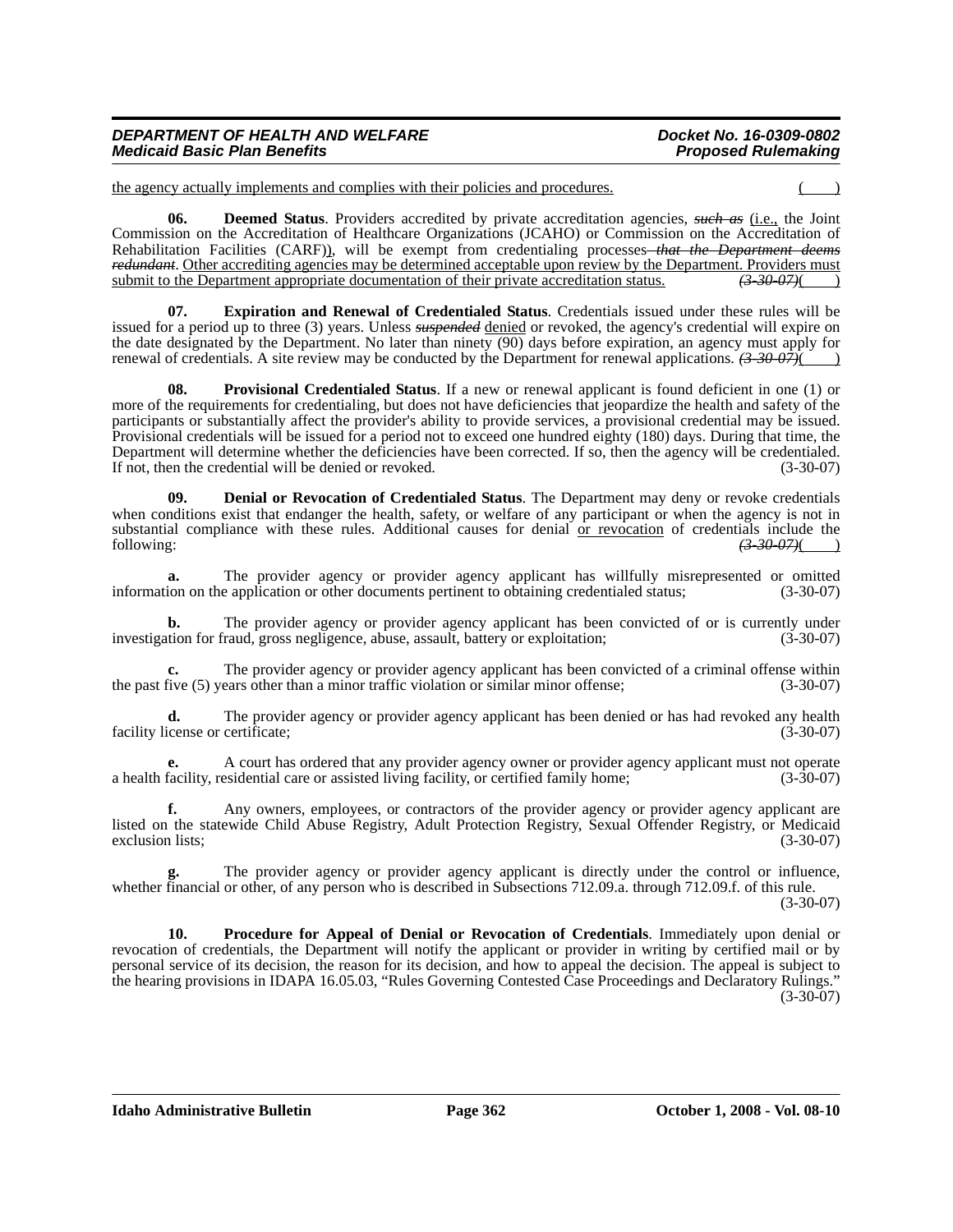the agency actually implements and complies with their policies and procedures. ( )

**06. Deemed Status**. Providers accredited by private accreditation agencies, ~~*such as*~~ (i.e., the Joint Commission on the Accreditation of Healthcare Organizations (JCAHO) or Commission on the Accreditation of Rehabilitation Facilities (CARF)), will be exempt from credentialing processes ~~*that the Department deems redundant*~~. Other accrediting agencies may be determined acceptable upon review by the Department. Providers must submit to the Department appropriate documentation of their private accreditation status. ~~*(3-30-07)*~~( )

**07. Expiration and Renewal of Credentialed Status**. Credentials issued under these rules will be issued for a period up to three (3) years. Unless ~~*suspended*~~ denied or revoked, the agency's credential will expire on the date designated by the Department. No later than ninety (90) days before expiration, an agency must apply for renewal of credentials. A site review may be conducted by the Department for renewal applications. ~~*(3-30-07)*~~( )

**08. Provisional Credentialed Status**. If a new or renewal applicant is found deficient in one (1) or more of the requirements for credentialing, but does not have deficiencies that jeopardize the health and safety of the participants or substantially affect the provider's ability to provide services, a provisional credential may be issued. Provisional credentials will be issued for a period not to exceed one hundred eighty (180) days. During that time, the Department will determine whether the deficiencies have been corrected. If so, then the agency will be credentialed. If not, then the credential will be denied or revoked. (3-30-07)

**09. Denial or Revocation of Credentialed Status**. The Department may deny or revoke credentials when conditions exist that endanger the health, safety, or welfare of any participant or when the agency is not in substantial compliance with these rules. Additional causes for denial or revocation of credentials include the following: ~~*(3-30-07)*~~( )

**a.** The provider agency or provider agency applicant has willfully misrepresented or omitted information on the application or other documents pertinent to obtaining credentialed status; (3-30-07)

**b.** The provider agency or provider agency applicant has been convicted of or is currently under investigation for fraud, gross negligence, abuse, assault, battery or exploitation; (3-30-07)

**c.** The provider agency or provider agency applicant has been convicted of a criminal offense within the past five (5) years other than a minor traffic violation or similar minor offense; (3-30-07)

**d.** The provider agency or provider agency applicant has been denied or has had revoked any health facility license or certificate; (3-30-07)

**e.** A court has ordered that any provider agency owner or provider agency applicant must not operate a health facility, residential care or assisted living facility, or certified family home; (3-30-07)

**f.** Any owners, employees, or contractors of the provider agency or provider agency applicant are listed on the statewide Child Abuse Registry, Adult Protection Registry, Sexual Offender Registry, or Medicaid exclusion lists; (3-30-07)

**g.** The provider agency or provider agency applicant is directly under the control or influence, whether financial or other, of any person who is described in Subsections 712.09.a. through 712.09.f. of this rule. (3-30-07)

**10. Procedure for Appeal of Denial or Revocation of Credentials**. Immediately upon denial or revocation of credentials, the Department will notify the applicant or provider in writing by certified mail or by personal service of its decision, the reason for its decision, and how to appeal the decision. The appeal is subject to the hearing provisions in IDAPA 16.05.03, "Rules Governing Contested Case Proceedings and Declaratory Rulings." (3-30-07)